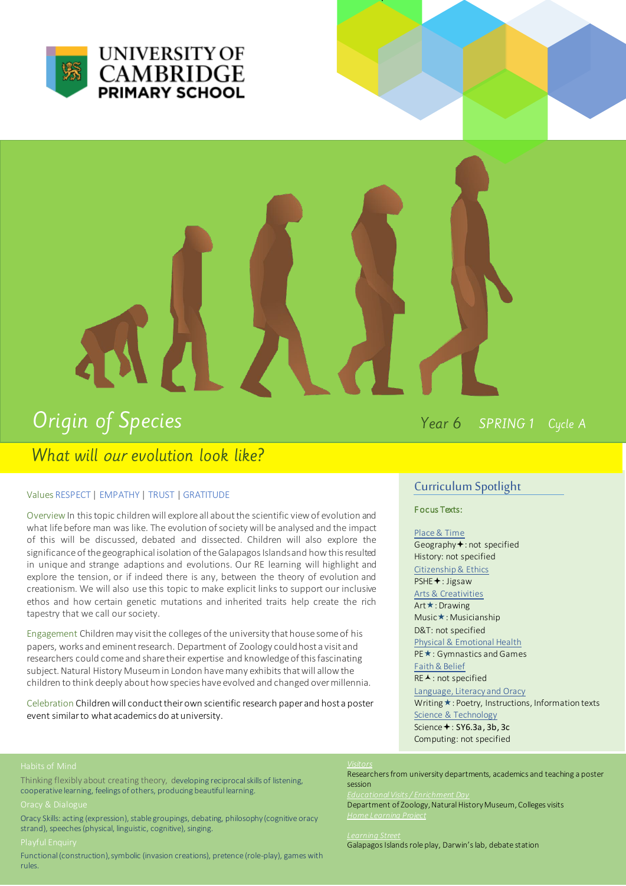UNIVERSITY OF CAMBRIDGE
PRIMARY SCHOOL

# Origin of Species

Year 6 SPRING 1 Cycle A

## What will our evolution look like?

Values RESPECT | EMPATHY | TRUST | GRATITUDE

Overview In this topic children will explore all about the scientific view of evolution and what life before man was like. The evolution of society will be analysed and the impact of this will be discussed, debated and dissected. Children will also explore the significance of the geographical isolation of the Galapagos Islands and how this resulted in unique and strange adaptions and evolutions. Our RE learning will highlight and explore the tension, or if indeed there is any, between the theory of evolution and creationism. We will also use this topic to make explicit links to support our inclusive ethos and how certain genetic mutations and inherited traits help create the rich tapestry that we call our society.

Engagement Children may visit the colleges of the university that house some of his papers, works and eminent research. Department of Zoology could host a visit and researchers could come and share their expertise and knowledge of this fascinating subject. Natural History Museum in London have many exhibits that will allow the children to think deeply about how species have evolved and changed over millennia.

Celebration Children will conduct their own scientific research paper and host a poster event similar to what academics do at university.

## Curriculum Spotlight

Focus Texts:

Place & Time
Geography✦: not specified
History: not specified

Citizenship & Ethics
PSHE✦: Jigsaw

Arts & Creativities
Art★: Drawing
Music★: Musicianship
D&T: not specified

Physical & Emotional Health
PE★: Gymnastics and Games

Faith & Belief
RE▲: not specified

Language, Literacy and Oracy
Writing★: Poetry, Instructions, Information texts

Science & Technology
Science✦: SY6.3a, 3b, 3c
Computing: not specified

Habits of Mind

Thinking flexibly about creating theory, developing reciprocal skills of listening, cooperative learning, feelings of others, producing beautiful learning.

Oracy & Dialogue

Oracy Skills: acting (expression), stable groupings, debating, philosophy (cognitive oracy strand), speeches (physical, linguistic, cognitive), singing.

Playful Enquiry

Functional (construction), symbolic (invasion creations), pretence (role-play), games with rules.

Visitors
Researchers from university departments, academics and teaching a poster session

Educational Visits / Enrichment Day
Department of Zoology, Natural History Museum, Colleges visits

Home Learning Project

Learning Street
Galapagos Islands role play, Darwin's lab, debate station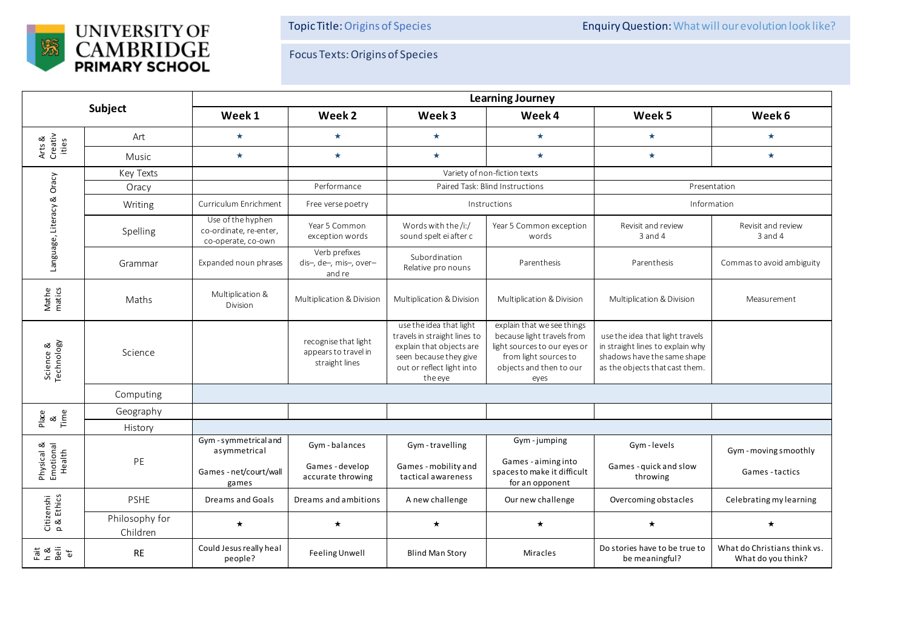**UNIVERSITY OF CAMBRIDGE PRIMARY SCHOOL**

**Topic Title:** Origins of Species

**Enquiry Question:** What will our evolution look like?

**Focus Texts:** Origins of Species

| Subject | | Learning Journey | | | | | |
|---|---|---|---|---|---|---|---|
| | | **Week 1** | **Week 2** | **Week 3** | **Week 4** | **Week 5** | **Week 6** |
| Arts & Creativities | Art | ★ | ★ | ★ | ★ | ★ | ★ |
| | Music | ★ | ★ | ★ | ★ | ★ | ★ |
| Language, Literacy & Oracy | Key Texts | | | Variety of non-fiction texts | | | |
| | Oracy | | Performance | Paired Task: Blind Instructions | | Presentation | |
| | Writing | Curriculum Enrichment | Free verse poetry | Instructions | | Information | |
| | Spelling | Use of the hyphen co-ordinate, re-enter, co-operate, co-own | Year 5 Common exception words | Words with the /i:/ sound spelt ei after c | Year 5 Common exception words | Revisit and review 3 and 4 | Revisit and review 3 and 4 |
| | Grammar | Expanded noun phrases | Verb prefixes dis–, de–, mis–, over– and re | Subordination Relative pro nouns | Parenthesis | Parenthesis | Commas to avoid ambiguity |
| Mathematics | Maths | Multiplication & Division | Multiplication & Division | Multiplication & Division | Multiplication & Division | Multiplication & Division | Measurement |
| Science & Technology | Science | | recognise that light appears to travel in straight lines | use the idea that light travels in straight lines to explain that objects are seen because they give out or reflect light into the eye | explain that we see things because light travels from light sources to our eyes or from light sources to objects and then to our eyes | use the idea that light travels in straight lines to explain why shadows have the same shape as the objects that cast them. | |
| | Computing | | | | | | |
| Place & Time | Geography | | | | | | |
| | History | | | | | | |
| Physical & Emotional Health | PE | Gym - symmetrical and asymmetrical<br><br>Games - net/court/wall games | Gym - balances<br><br>Games - develop accurate throwing | Gym - travelling<br><br>Games - mobility and tactical awareness | Gym - jumping<br><br>Games - aiming into spaces to make it difficult for an opponent | Gym - levels<br><br>Games - quick and slow throwing | Gym - moving smoothly<br><br>Games - tactics |
| Citizenship & Ethics | PSHE | Dreams and Goals | Dreams and ambitions | A new challenge | Our new challenge | Overcoming obstacles | Celebrating my learning |
| | Philosophy for Children | ★ | ★ | ★ | ★ | ★ | ★ |
| Faith & Belief | RE | Could Jesus really heal people? | Feeling Unwell | Blind Man Story | Miracles | Do stories have to be true to be meaningful? | What do Christians think vs. What do you think? |